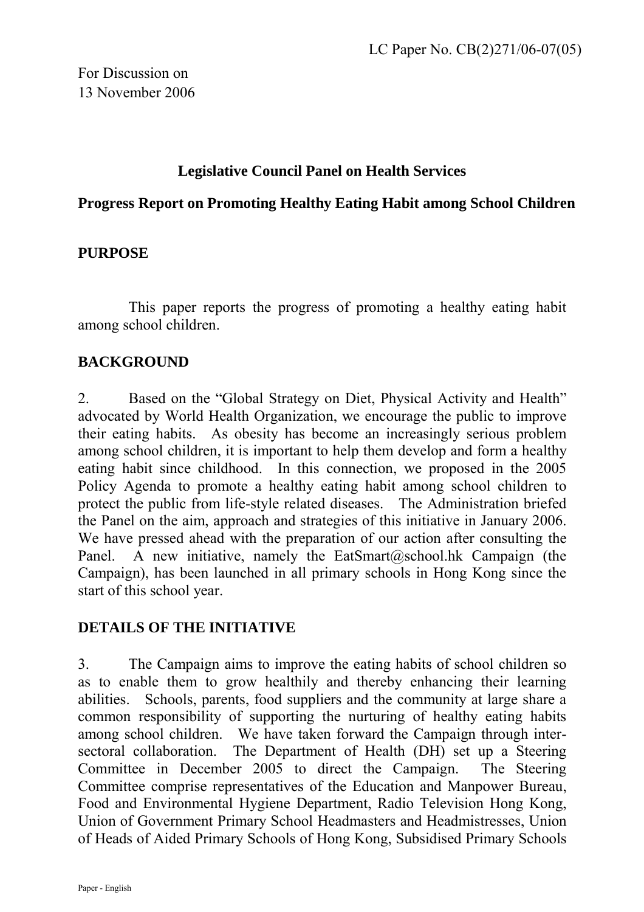LC Paper No. CB(2)271/06-07(05)

For Discussion on
13 November 2006

**Legislative Council Panel on Health Services**

**Progress Report on Promoting Healthy Eating Habit among School Children**

## PURPOSE

This paper reports the progress of promoting a healthy eating habit among school children.

## BACKGROUND

2. Based on the "Global Strategy on Diet, Physical Activity and Health" advocated by World Health Organization, we encourage the public to improve their eating habits. As obesity has become an increasingly serious problem among school children, it is important to help them develop and form a healthy eating habit since childhood. In this connection, we proposed in the 2005 Policy Agenda to promote a healthy eating habit among school children to protect the public from life-style related diseases. The Administration briefed the Panel on the aim, approach and strategies of this initiative in January 2006. We have pressed ahead with the preparation of our action after consulting the Panel. A new initiative, namely the EatSmart@school.hk Campaign (the Campaign), has been launched in all primary schools in Hong Kong since the start of this school year.

## DETAILS OF THE INITIATIVE

3. The Campaign aims to improve the eating habits of school children so as to enable them to grow healthily and thereby enhancing their learning abilities. Schools, parents, food suppliers and the community at large share a common responsibility of supporting the nurturing of healthy eating habits among school children. We have taken forward the Campaign through inter-sectoral collaboration. The Department of Health (DH) set up a Steering Committee in December 2005 to direct the Campaign. The Steering Committee comprise representatives of the Education and Manpower Bureau, Food and Environmental Hygiene Department, Radio Television Hong Kong, Union of Government Primary School Headmasters and Headmistresses, Union of Heads of Aided Primary Schools of Hong Kong, Subsidised Primary Schools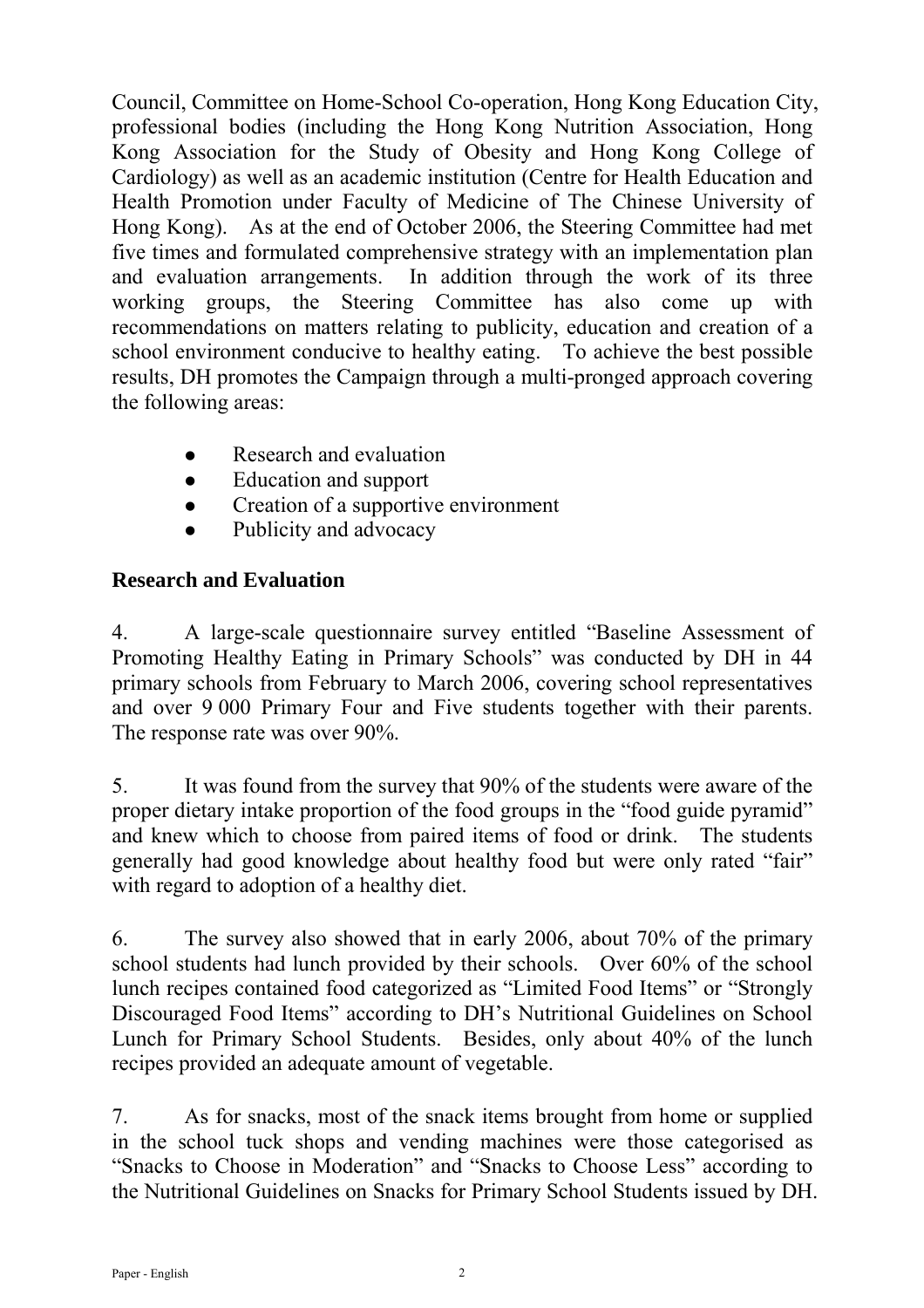Council, Committee on Home-School Co-operation, Hong Kong Education City, professional bodies (including the Hong Kong Nutrition Association, Hong Kong Association for the Study of Obesity and Hong Kong College of Cardiology) as well as an academic institution (Centre for Health Education and Health Promotion under Faculty of Medicine of The Chinese University of Hong Kong). As at the end of October 2006, the Steering Committee had met five times and formulated comprehensive strategy with an implementation plan and evaluation arrangements. In addition through the work of its three working groups, the Steering Committee has also come up with recommendations on matters relating to publicity, education and creation of a school environment conducive to healthy eating. To achieve the best possible results, DH promotes the Campaign through a multi-pronged approach covering the following areas:

- Research and evaluation
- Education and support
- Creation of a supportive environment
- Publicity and advocacy

**Research and Evaluation**

4. A large-scale questionnaire survey entitled "Baseline Assessment of Promoting Healthy Eating in Primary Schools" was conducted by DH in 44 primary schools from February to March 2006, covering school representatives and over 9 000 Primary Four and Five students together with their parents. The response rate was over 90%.

5. It was found from the survey that 90% of the students were aware of the proper dietary intake proportion of the food groups in the "food guide pyramid" and knew which to choose from paired items of food or drink. The students generally had good knowledge about healthy food but were only rated "fair" with regard to adoption of a healthy diet.

6. The survey also showed that in early 2006, about 70% of the primary school students had lunch provided by their schools. Over 60% of the school lunch recipes contained food categorized as "Limited Food Items" or "Strongly Discouraged Food Items" according to DH's Nutritional Guidelines on School Lunch for Primary School Students. Besides, only about 40% of the lunch recipes provided an adequate amount of vegetable.

7. As for snacks, most of the snack items brought from home or supplied in the school tuck shops and vending machines were those categorised as "Snacks to Choose in Moderation" and "Snacks to Choose Less" according to the Nutritional Guidelines on Snacks for Primary School Students issued by DH.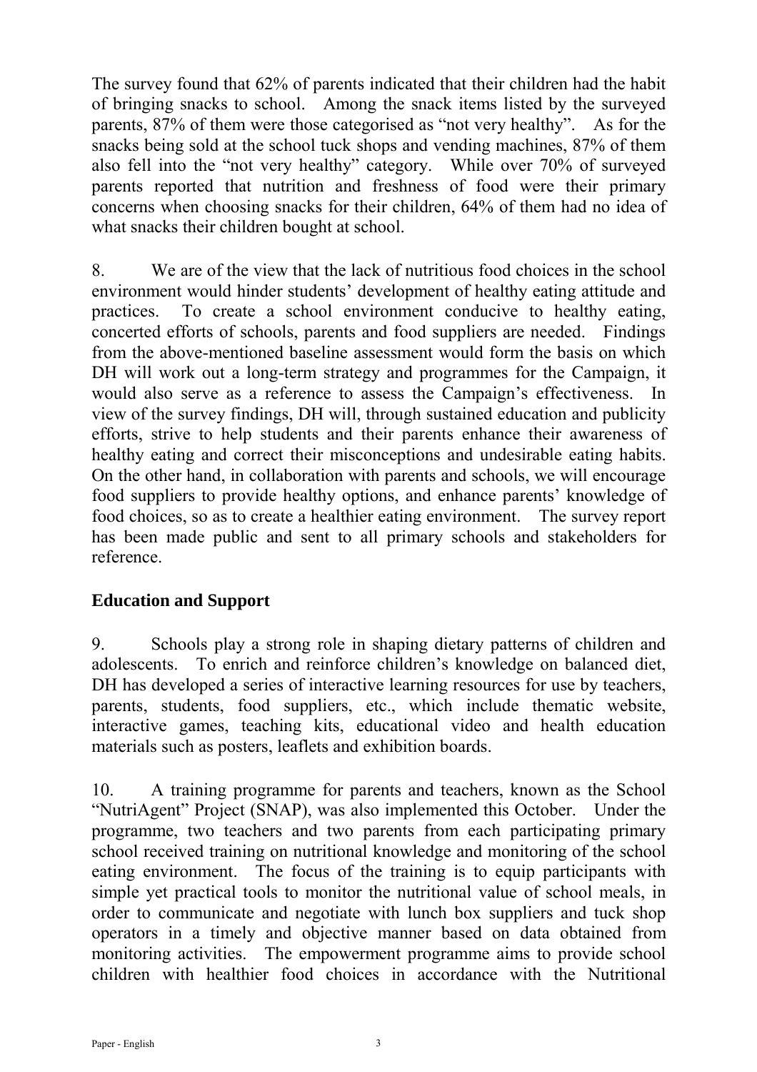The survey found that 62% of parents indicated that their children had the habit of bringing snacks to school. Among the snack items listed by the surveyed parents, 87% of them were those categorised as "not very healthy". As for the snacks being sold at the school tuck shops and vending machines, 87% of them also fell into the "not very healthy" category. While over 70% of surveyed parents reported that nutrition and freshness of food were their primary concerns when choosing snacks for their children, 64% of them had no idea of what snacks their children bought at school.

8. We are of the view that the lack of nutritious food choices in the school environment would hinder students' development of healthy eating attitude and practices. To create a school environment conducive to healthy eating, concerted efforts of schools, parents and food suppliers are needed. Findings from the above-mentioned baseline assessment would form the basis on which DH will work out a long-term strategy and programmes for the Campaign, it would also serve as a reference to assess the Campaign's effectiveness. In view of the survey findings, DH will, through sustained education and publicity efforts, strive to help students and their parents enhance their awareness of healthy eating and correct their misconceptions and undesirable eating habits. On the other hand, in collaboration with parents and schools, we will encourage food suppliers to provide healthy options, and enhance parents' knowledge of food choices, so as to create a healthier eating environment. The survey report has been made public and sent to all primary schools and stakeholders for reference.

## Education and Support

9. Schools play a strong role in shaping dietary patterns of children and adolescents. To enrich and reinforce children's knowledge on balanced diet, DH has developed a series of interactive learning resources for use by teachers, parents, students, food suppliers, etc., which include thematic website, interactive games, teaching kits, educational video and health education materials such as posters, leaflets and exhibition boards.

10. A training programme for parents and teachers, known as the School "NutriAgent" Project (SNAP), was also implemented this October. Under the programme, two teachers and two parents from each participating primary school received training on nutritional knowledge and monitoring of the school eating environment. The focus of the training is to equip participants with simple yet practical tools to monitor the nutritional value of school meals, in order to communicate and negotiate with lunch box suppliers and tuck shop operators in a timely and objective manner based on data obtained from monitoring activities. The empowerment programme aims to provide school children with healthier food choices in accordance with the Nutritional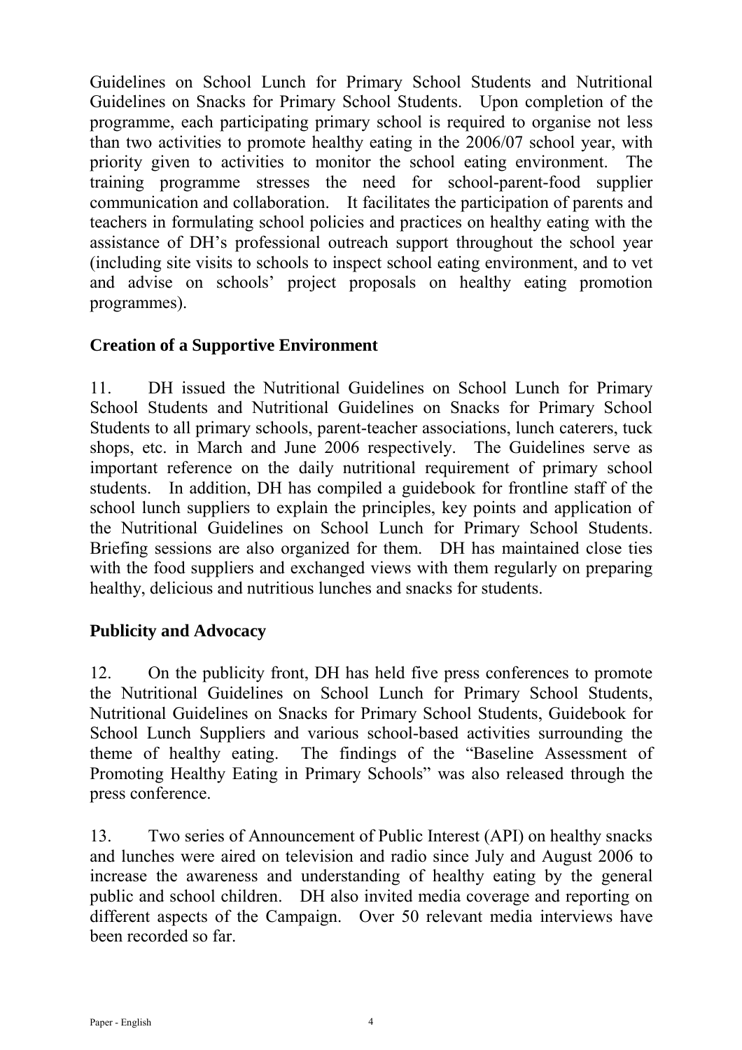Guidelines on School Lunch for Primary School Students and Nutritional Guidelines on Snacks for Primary School Students. Upon completion of the programme, each participating primary school is required to organise not less than two activities to promote healthy eating in the 2006/07 school year, with priority given to activities to monitor the school eating environment. The training programme stresses the need for school-parent-food supplier communication and collaboration. It facilitates the participation of parents and teachers in formulating school policies and practices on healthy eating with the assistance of DH's professional outreach support throughout the school year (including site visits to schools to inspect school eating environment, and to vet and advise on schools' project proposals on healthy eating promotion programmes).

## Creation of a Supportive Environment

11. DH issued the Nutritional Guidelines on School Lunch for Primary School Students and Nutritional Guidelines on Snacks for Primary School Students to all primary schools, parent-teacher associations, lunch caterers, tuck shops, etc. in March and June 2006 respectively. The Guidelines serve as important reference on the daily nutritional requirement of primary school students. In addition, DH has compiled a guidebook for frontline staff of the school lunch suppliers to explain the principles, key points and application of the Nutritional Guidelines on School Lunch for Primary School Students. Briefing sessions are also organized for them. DH has maintained close ties with the food suppliers and exchanged views with them regularly on preparing healthy, delicious and nutritious lunches and snacks for students.

## Publicity and Advocacy

12. On the publicity front, DH has held five press conferences to promote the Nutritional Guidelines on School Lunch for Primary School Students, Nutritional Guidelines on Snacks for Primary School Students, Guidebook for School Lunch Suppliers and various school-based activities surrounding the theme of healthy eating. The findings of the "Baseline Assessment of Promoting Healthy Eating in Primary Schools" was also released through the press conference.

13. Two series of Announcement of Public Interest (API) on healthy snacks and lunches were aired on television and radio since July and August 2006 to increase the awareness and understanding of healthy eating by the general public and school children. DH also invited media coverage and reporting on different aspects of the Campaign. Over 50 relevant media interviews have been recorded so far.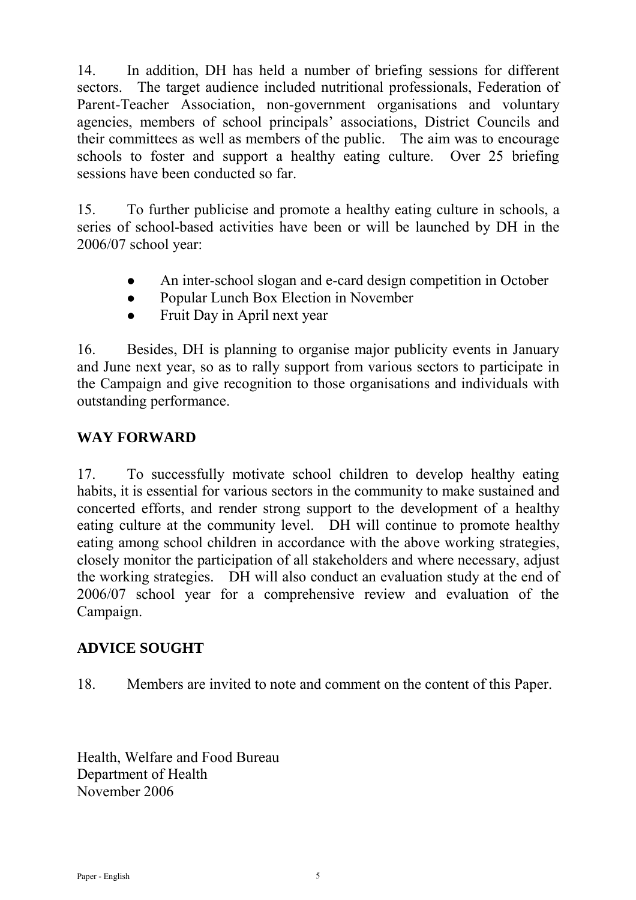14. In addition, DH has held a number of briefing sessions for different sectors. The target audience included nutritional professionals, Federation of Parent-Teacher Association, non-government organisations and voluntary agencies, members of school principals' associations, District Councils and their committees as well as members of the public. The aim was to encourage schools to foster and support a healthy eating culture. Over 25 briefing sessions have been conducted so far.

15. To further publicise and promote a healthy eating culture in schools, a series of school-based activities have been or will be launched by DH in the 2006/07 school year:

- An inter-school slogan and e-card design competition in October
- Popular Lunch Box Election in November
- Fruit Day in April next year

16. Besides, DH is planning to organise major publicity events in January and June next year, so as to rally support from various sectors to participate in the Campaign and give recognition to those organisations and individuals with outstanding performance.

## WAY FORWARD

17. To successfully motivate school children to develop healthy eating habits, it is essential for various sectors in the community to make sustained and concerted efforts, and render strong support to the development of a healthy eating culture at the community level. DH will continue to promote healthy eating among school children in accordance with the above working strategies, closely monitor the participation of all stakeholders and where necessary, adjust the working strategies. DH will also conduct an evaluation study at the end of 2006/07 school year for a comprehensive review and evaluation of the Campaign.

## ADVICE SOUGHT

18. Members are invited to note and comment on the content of this Paper.

Health, Welfare and Food Bureau
Department of Health
November 2006